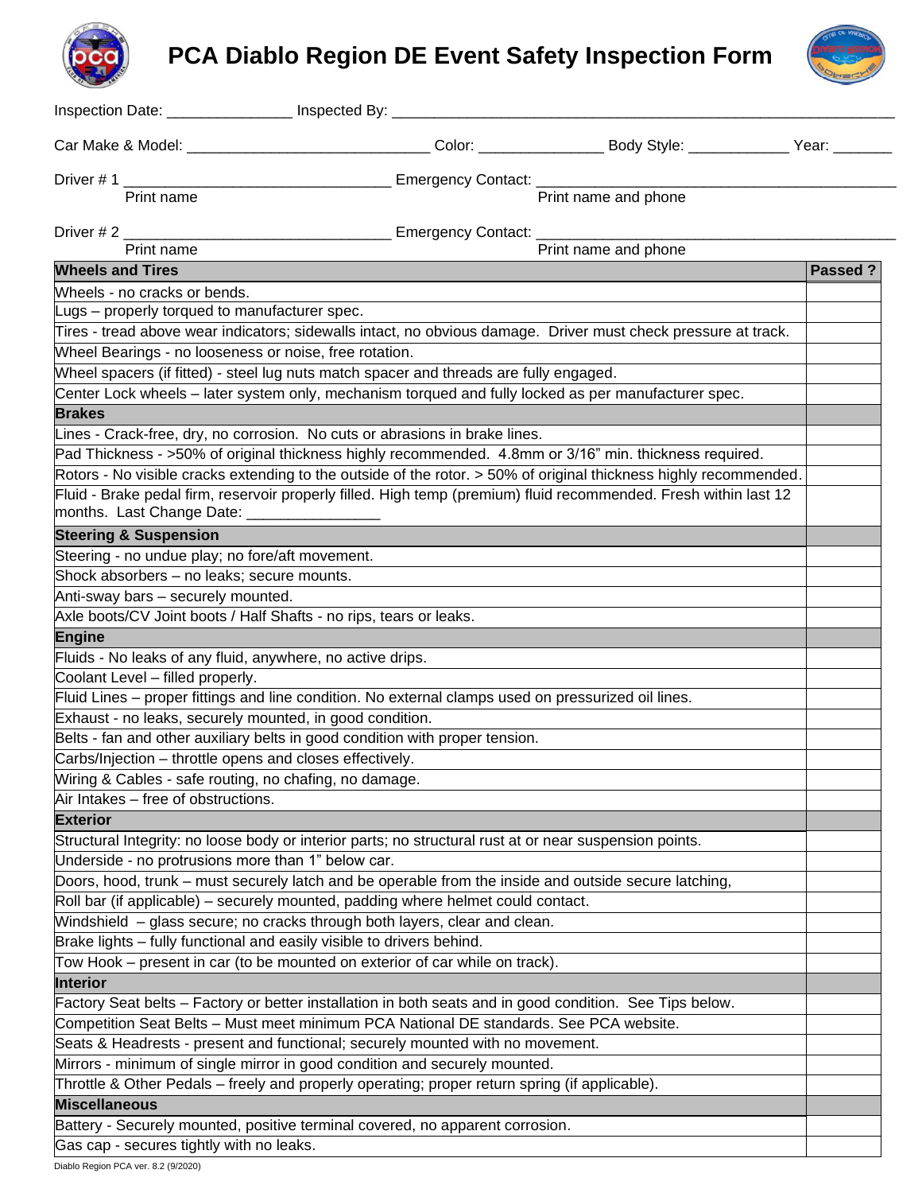# PCA Diablo Region DE Event Safety Inspection Form

Inspection Date: _______________ Inspected By: ___________________________________________________________

Car Make & Model: _____________________________ Color: _______________ Body Style: ____________ Year: _______

Driver # 1 ________________________________ Emergency Contact: ____________________________________________
Print name | Print name and phone

Driver # 2 ________________________________ Emergency Contact: ____________________________________________
Print name | Print name and phone

| **Wheels and Tires** | **Passed ?** |
|---|---|
| Wheels - no cracks or bends. | |
| Lugs – properly torqued to manufacturer spec. | |
| Tires - tread above wear indicators; sidewalls intact, no obvious damage. Driver must check pressure at track. | |
| Wheel Bearings - no looseness or noise, free rotation. | |
| Wheel spacers (if fitted) - steel lug nuts match spacer and threads are fully engaged. | |
| Center Lock wheels – later system only, mechanism torqued and fully locked as per manufacturer spec. | |
| **Brakes** | |
| Lines - Crack-free, dry, no corrosion. No cuts or abrasions in brake lines. | |
| Pad Thickness - >50% of original thickness highly recommended. 4.8mm or 3/16" min. thickness required. | |
| Rotors - No visible cracks extending to the outside of the rotor. > 50% of original thickness highly recommended. | |
| Fluid - Brake pedal firm, reservoir properly filled. High temp (premium) fluid recommended. Fresh within last 12 months. Last Change Date: ________________ | |
| **Steering & Suspension** | |
| Steering - no undue play; no fore/aft movement. | |
| Shock absorbers – no leaks; secure mounts. | |
| Anti-sway bars – securely mounted. | |
| Axle boots/CV Joint boots / Half Shafts - no rips, tears or leaks. | |
| **Engine** | |
| Fluids - No leaks of any fluid, anywhere, no active drips. | |
| Coolant Level – filled properly. | |
| Fluid Lines – proper fittings and line condition. No external clamps used on pressurized oil lines. | |
| Exhaust - no leaks, securely mounted, in good condition. | |
| Belts - fan and other auxiliary belts in good condition with proper tension. | |
| Carbs/Injection – throttle opens and closes effectively. | |
| Wiring & Cables - safe routing, no chafing, no damage. | |
| Air Intakes – free of obstructions. | |
| **Exterior** | |
| Structural Integrity: no loose body or interior parts; no structural rust at or near suspension points. | |
| Underside - no protrusions more than 1" below car. | |
| Doors, hood, trunk – must securely latch and be operable from the inside and outside secure latching, | |
| Roll bar (if applicable) – securely mounted, padding where helmet could contact. | |
| Windshield – glass secure; no cracks through both layers, clear and clean. | |
| Brake lights – fully functional and easily visible to drivers behind. | |
| Tow Hook – present in car (to be mounted on exterior of car while on track). | |
| **Interior** | |
| Factory Seat belts – Factory or better installation in both seats and in good condition. See Tips below. | |
| Competition Seat Belts – Must meet minimum PCA National DE standards. See PCA website. | |
| Seats & Headrests - present and functional; securely mounted with no movement. | |
| Mirrors - minimum of single mirror in good condition and securely mounted. | |
| Throttle & Other Pedals – freely and properly operating; proper return spring (if applicable). | |
| **Miscellaneous** | |
| Battery - Securely mounted, positive terminal covered, no apparent corrosion. | |
| Gas cap - secures tightly with no leaks. | |

Diablo Region PCA ver. 8.2 (9/2020)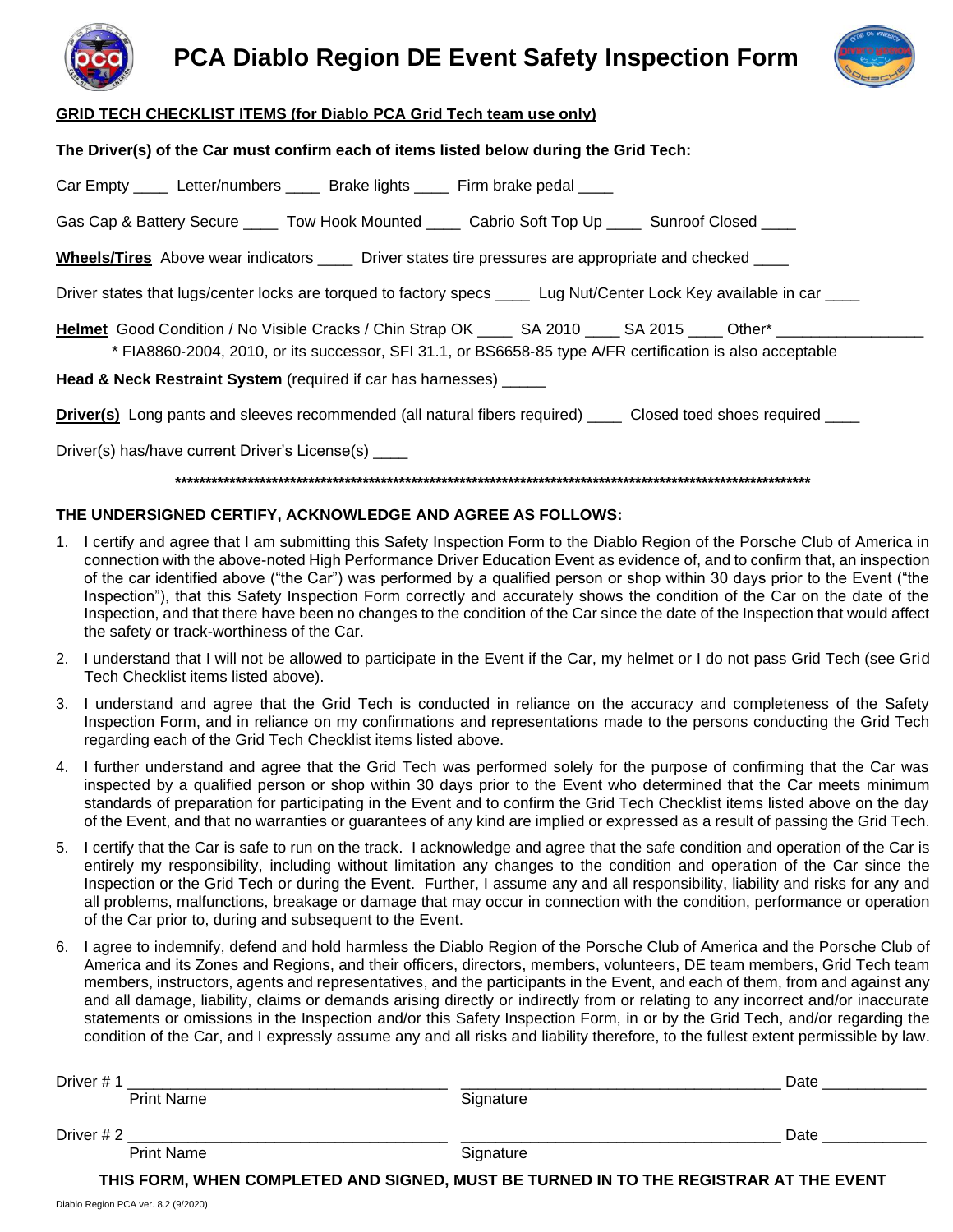# PCA Diablo Region DE Event Safety Inspection Form

**GRID TECH CHECKLIST ITEMS (for Diablo PCA Grid Tech team use only)**

**The Driver(s) of the Car must confirm each of items listed below during the Grid Tech:**

Car Empty ____ Letter/numbers ____ Brake lights ____ Firm brake pedal ____

Gas Cap & Battery Secure ____ Tow Hook Mounted ____ Cabrio Soft Top Up ____ Sunroof Closed ____

**Wheels/Tires** Above wear indicators ____ Driver states tire pressures are appropriate and checked ____

Driver states that lugs/center locks are torqued to factory specs ____ Lug Nut/Center Lock Key available in car ____

**Helmet** Good Condition / No Visible Cracks / Chin Strap OK ____ SA 2010 ____ SA 2015 ____ Other* _________________

* FIA8860-2004, 2010, or its successor, SFI 31.1, or BS6658-85 type A/FR certification is also acceptable

**Head & Neck Restraint System** (required if car has harnesses) _____

**Driver(s)** Long pants and sleeves recommended (all natural fibers required) ____ Closed toed shoes required ____

Driver(s) has/have current Driver's License(s) ____

************************************************************************************************************

**THE UNDERSIGNED CERTIFY, ACKNOWLEDGE AND AGREE AS FOLLOWS:**

1. I certify and agree that I am submitting this Safety Inspection Form to the Diablo Region of the Porsche Club of America in connection with the above-noted High Performance Driver Education Event as evidence of, and to confirm that, an inspection of the car identified above ("the Car") was performed by a qualified person or shop within 30 days prior to the Event ("the Inspection"), that this Safety Inspection Form correctly and accurately shows the condition of the Car on the date of the Inspection, and that there have been no changes to the condition of the Car since the date of the Inspection that would affect the safety or track-worthiness of the Car.
2. I understand that I will not be allowed to participate in the Event if the Car, my helmet or I do not pass Grid Tech (see Grid Tech Checklist items listed above).
3. I understand and agree that the Grid Tech is conducted in reliance on the accuracy and completeness of the Safety Inspection Form, and in reliance on my confirmations and representations made to the persons conducting the Grid Tech regarding each of the Grid Tech Checklist items listed above.
4. I further understand and agree that the Grid Tech was performed solely for the purpose of confirming that the Car was inspected by a qualified person or shop within 30 days prior to the Event who determined that the Car meets minimum standards of preparation for participating in the Event and to confirm the Grid Tech Checklist items listed above on the day of the Event, and that no warranties or guarantees of any kind are implied or expressed as a result of passing the Grid Tech.
5. I certify that the Car is safe to run on the track. I acknowledge and agree that the safe condition and operation of the Car is entirely my responsibility, including without limitation any changes to the condition and operation of the Car since the Inspection or the Grid Tech or during the Event. Further, I assume any and all responsibility, liability and risks for any and all problems, malfunctions, breakage or damage that may occur in connection with the condition, performance or operation of the Car prior to, during and subsequent to the Event.
6. I agree to indemnify, defend and hold harmless the Diablo Region of the Porsche Club of America and the Porsche Club of America and its Zones and Regions, and their officers, directors, members, volunteers, DE team members, Grid Tech team members, instructors, agents and representatives, and the participants in the Event, and each of them, from and against any and all damage, liability, claims or demands arising directly or indirectly from or relating to any incorrect and/or inaccurate statements or omissions in the Inspection and/or this Safety Inspection Form, in or by the Grid Tech, and/or regarding the condition of the Car, and I expressly assume any and all risks and liability therefore, to the fullest extent permissible by law.

Driver # 1 _____________________________________ _____________________________________ Date ____________

Print Name Signature

Driver # 2 _____________________________________ _____________________________________ Date ____________

Print Name Signature

**THIS FORM, WHEN COMPLETED AND SIGNED, MUST BE TURNED IN TO THE REGISTRAR AT THE EVENT**

Diablo Region PCA ver. 8.2 (9/2020)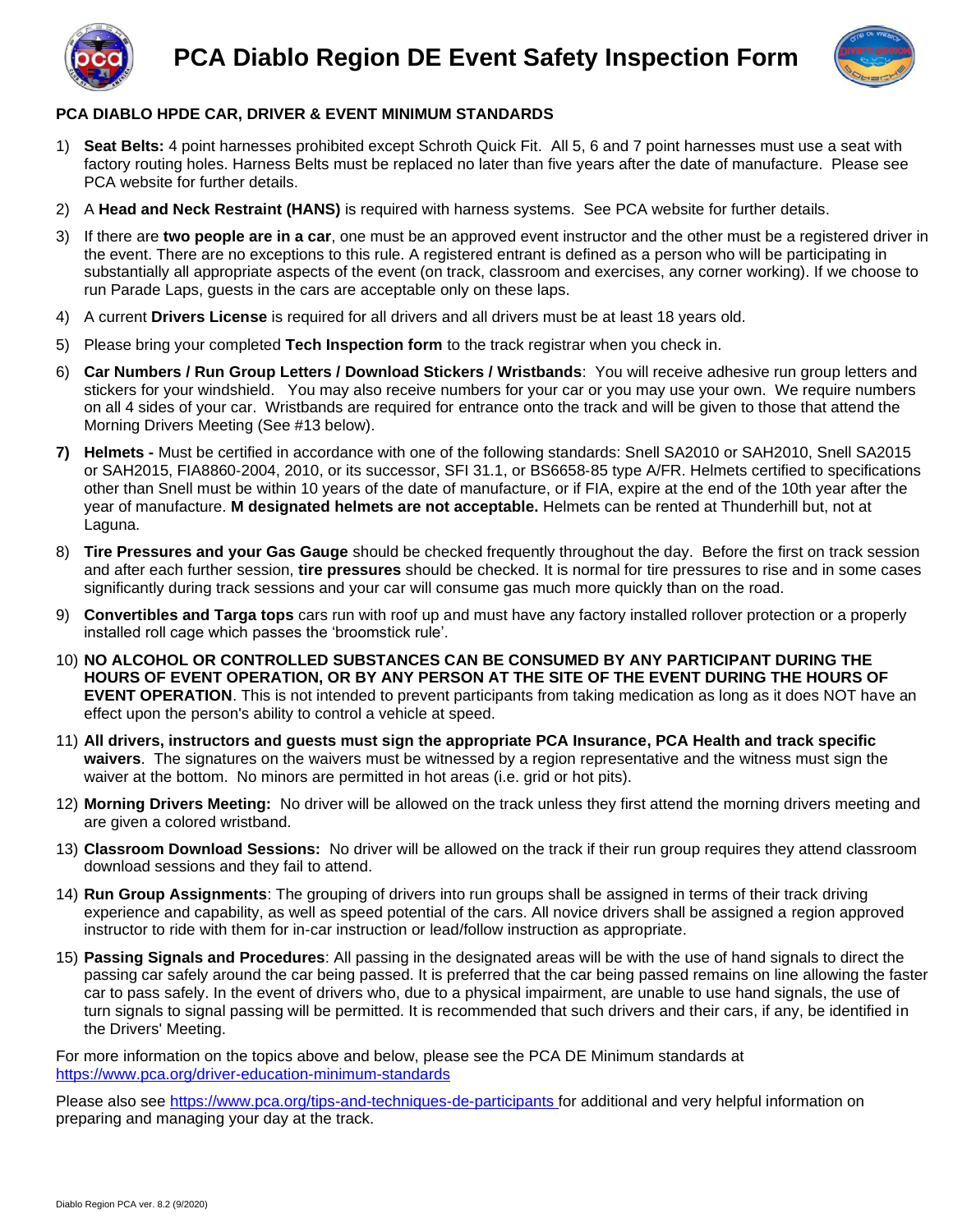# PCA Diablo Region DE Event Safety Inspection Form

## PCA DIABLO HPDE CAR, DRIVER & EVENT MINIMUM STANDARDS

1) **Seat Belts:** 4 point harnesses prohibited except Schroth Quick Fit. All 5, 6 and 7 point harnesses must use a seat with factory routing holes. Harness Belts must be replaced no later than five years after the date of manufacture. Please see PCA website for further details.
2) A **Head and Neck Restraint (HANS)** is required with harness systems. See PCA website for further details.
3) If there are **two people are in a car**, one must be an approved event instructor and the other must be a registered driver in the event. There are no exceptions to this rule. A registered entrant is defined as a person who will be participating in substantially all appropriate aspects of the event (on track, classroom and exercises, any corner working). If we choose to run Parade Laps, guests in the cars are acceptable only on these laps.
4) A current **Drivers License** is required for all drivers and all drivers must be at least 18 years old.
5) Please bring your completed **Tech Inspection form** to the track registrar when you check in.
6) **Car Numbers / Run Group Letters / Download Stickers / Wristbands**: You will receive adhesive run group letters and stickers for your windshield. You may also receive numbers for your car or you may use your own. We require numbers on all 4 sides of your car. Wristbands are required for entrance onto the track and will be given to those that attend the Morning Drivers Meeting (See #13 below).
7) **Helmets -** Must be certified in accordance with one of the following standards: Snell SA2010 or SAH2010, Snell SA2015 or SAH2015, FIA8860-2004, 2010, or its successor, SFI 31.1, or BS6658-85 type A/FR. Helmets certified to specifications other than Snell must be within 10 years of the date of manufacture, or if FIA, expire at the end of the 10th year after the year of manufacture. **M designated helmets are not acceptable.** Helmets can be rented at Thunderhill but, not at Laguna.
8) **Tire Pressures and your Gas Gauge** should be checked frequently throughout the day. Before the first on track session and after each further session, **tire pressures** should be checked. It is normal for tire pressures to rise and in some cases significantly during track sessions and your car will consume gas much more quickly than on the road.
9) **Convertibles and Targa tops** cars run with roof up and must have any factory installed rollover protection or a properly installed roll cage which passes the 'broomstick rule'.
10) **NO ALCOHOL OR CONTROLLED SUBSTANCES CAN BE CONSUMED BY ANY PARTICIPANT DURING THE HOURS OF EVENT OPERATION, OR BY ANY PERSON AT THE SITE OF THE EVENT DURING THE HOURS OF EVENT OPERATION**. This is not intended to prevent participants from taking medication as long as it does NOT have an effect upon the person's ability to control a vehicle at speed.
11) **All drivers, instructors and guests must sign the appropriate PCA Insurance, PCA Health and track specific waivers**. The signatures on the waivers must be witnessed by a region representative and the witness must sign the waiver at the bottom. No minors are permitted in hot areas (i.e. grid or hot pits).
12) **Morning Drivers Meeting:** No driver will be allowed on the track unless they first attend the morning drivers meeting and are given a colored wristband.
13) **Classroom Download Sessions:** No driver will be allowed on the track if their run group requires they attend classroom download sessions and they fail to attend.
14) **Run Group Assignments**: The grouping of drivers into run groups shall be assigned in terms of their track driving experience and capability, as well as speed potential of the cars. All novice drivers shall be assigned a region approved instructor to ride with them for in-car instruction or lead/follow instruction as appropriate.
15) **Passing Signals and Procedures**: All passing in the designated areas will be with the use of hand signals to direct the passing car safely around the car being passed. It is preferred that the car being passed remains on line allowing the faster car to pass safely. In the event of drivers who, due to a physical impairment, are unable to use hand signals, the use of turn signals to signal passing will be permitted. It is recommended that such drivers and their cars, if any, be identified in the Drivers' Meeting.

For more information on the topics above and below, please see the PCA DE Minimum standards at https://www.pca.org/driver-education-minimum-standards

Please also see https://www.pca.org/tips-and-techniques-de-participants for additional and very helpful information on preparing and managing your day at the track.

Diablo Region PCA ver. 8.2 (9/2020)